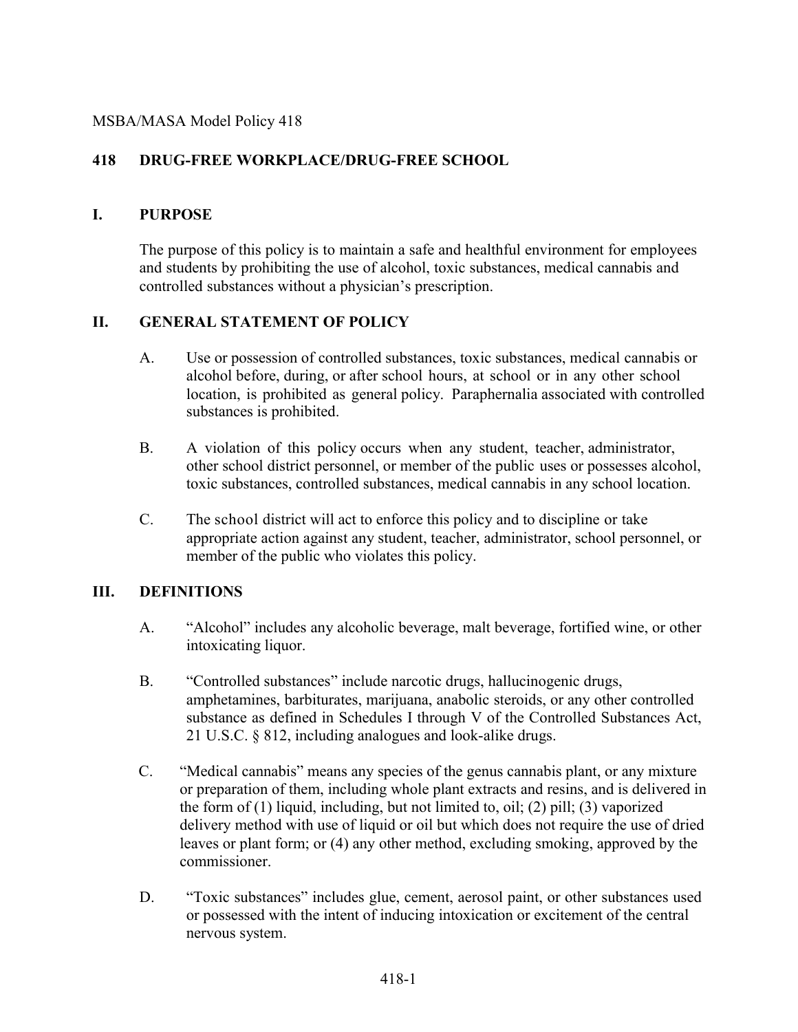MSBA/MASA Model Policy 418

# 418 DRUG-FREE WORKPLACE/DRUG-FREE SCHOOL

## I. PURPOSE

The purpose of this policy is to maintain a safe and healthful environment for employees and students by prohibiting the use of alcohol, toxic substances, medical cannabis and controlled substances without a physician's prescription.

## II. GENERAL STATEMENT OF POLICY

A. Use or possession of controlled substances, toxic substances, medical cannabis or alcohol before, during, or after school hours, at school or in any other school location, is prohibited as general policy. Paraphernalia associated with controlled substances is prohibited.

B. A violation of this policy occurs when any student, teacher, administrator, other school district personnel, or member of the public uses or possesses alcohol, toxic substances, controlled substances, medical cannabis in any school location.

C. The school district will act to enforce this policy and to discipline or take appropriate action against any student, teacher, administrator, school personnel, or member of the public who violates this policy.

## III. DEFINITIONS

A. "Alcohol" includes any alcoholic beverage, malt beverage, fortified wine, or other intoxicating liquor.

B. "Controlled substances" include narcotic drugs, hallucinogenic drugs, amphetamines, barbiturates, marijuana, anabolic steroids, or any other controlled substance as defined in Schedules I through V of the Controlled Substances Act, 21 U.S.C. § 812, including analogues and look-alike drugs.

C. "Medical cannabis" means any species of the genus cannabis plant, or any mixture or preparation of them, including whole plant extracts and resins, and is delivered in the form of (1) liquid, including, but not limited to, oil; (2) pill; (3) vaporized delivery method with use of liquid or oil but which does not require the use of dried leaves or plant form; or (4) any other method, excluding smoking, approved by the commissioner.

D. "Toxic substances" includes glue, cement, aerosol paint, or other substances used or possessed with the intent of inducing intoxication or excitement of the central nervous system.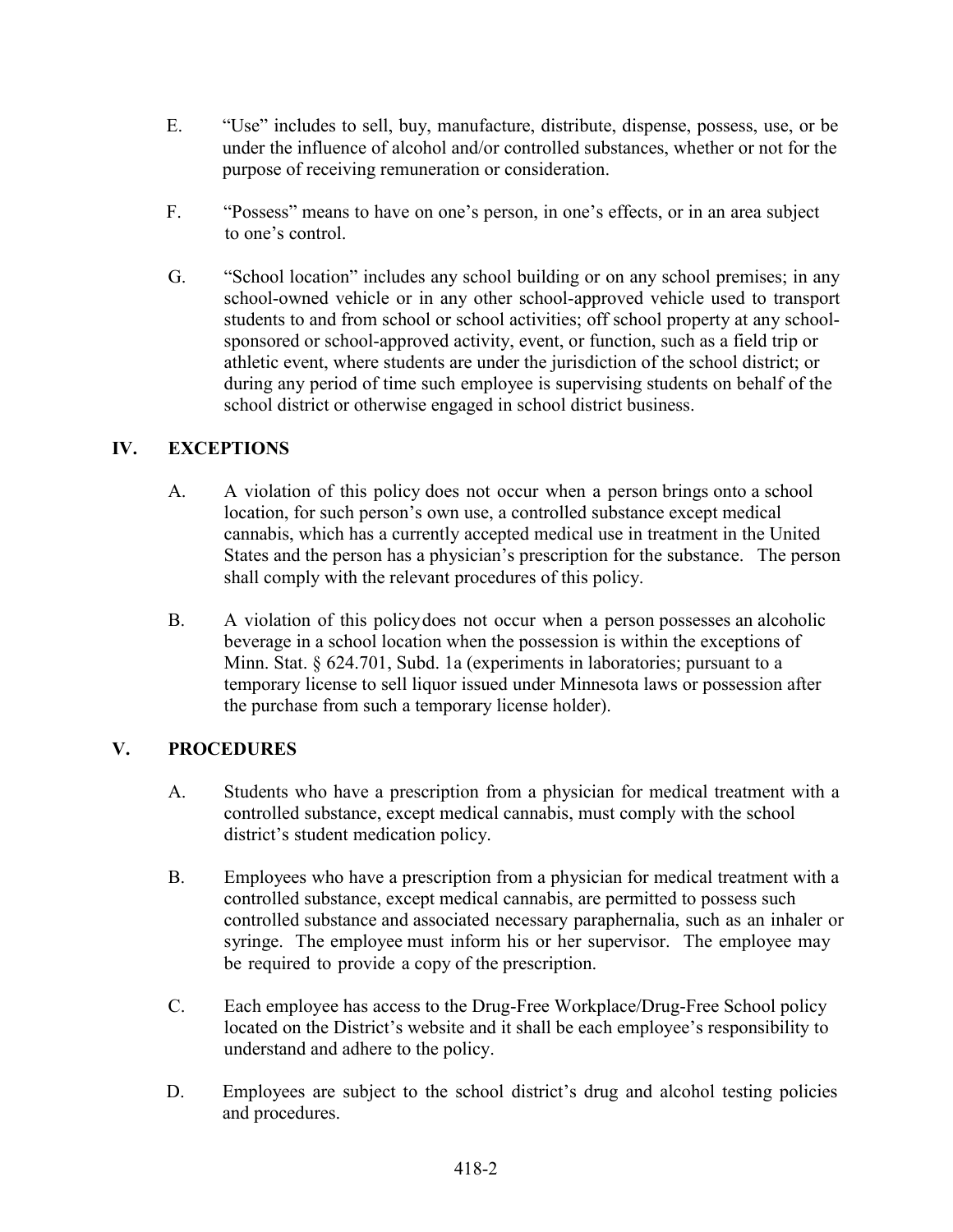E. "Use" includes to sell, buy, manufacture, distribute, dispense, possess, use, or be under the influence of alcohol and/or controlled substances, whether or not for the purpose of receiving remuneration or consideration.

F. "Possess" means to have on one's person, in one's effects, or in an area subject to one's control.

G. "School location" includes any school building or on any school premises; in any school-owned vehicle or in any other school-approved vehicle used to transport students to and from school or school activities; off school property at any school-sponsored or school-approved activity, event, or function, such as a field trip or athletic event, where students are under the jurisdiction of the school district; or during any period of time such employee is supervising students on behalf of the school district or otherwise engaged in school district business.

## IV. EXCEPTIONS

A. A violation of this policy does not occur when a person brings onto a school location, for such person's own use, a controlled substance except medical cannabis, which has a currently accepted medical use in treatment in the United States and the person has a physician's prescription for the substance. The person shall comply with the relevant procedures of this policy.

B. A violation of this policy does not occur when a person possesses an alcoholic beverage in a school location when the possession is within the exceptions of Minn. Stat. § 624.701, Subd. 1a (experiments in laboratories; pursuant to a temporary license to sell liquor issued under Minnesota laws or possession after the purchase from such a temporary license holder).

## V. PROCEDURES

A. Students who have a prescription from a physician for medical treatment with a controlled substance, except medical cannabis, must comply with the school district's student medication policy.

B. Employees who have a prescription from a physician for medical treatment with a controlled substance, except medical cannabis, are permitted to possess such controlled substance and associated necessary paraphernalia, such as an inhaler or syringe. The employee must inform his or her supervisor. The employee may be required to provide a copy of the prescription.

C. Each employee has access to the Drug-Free Workplace/Drug-Free School policy located on the District's website and it shall be each employee's responsibility to understand and adhere to the policy.

D. Employees are subject to the school district's drug and alcohol testing policies and procedures.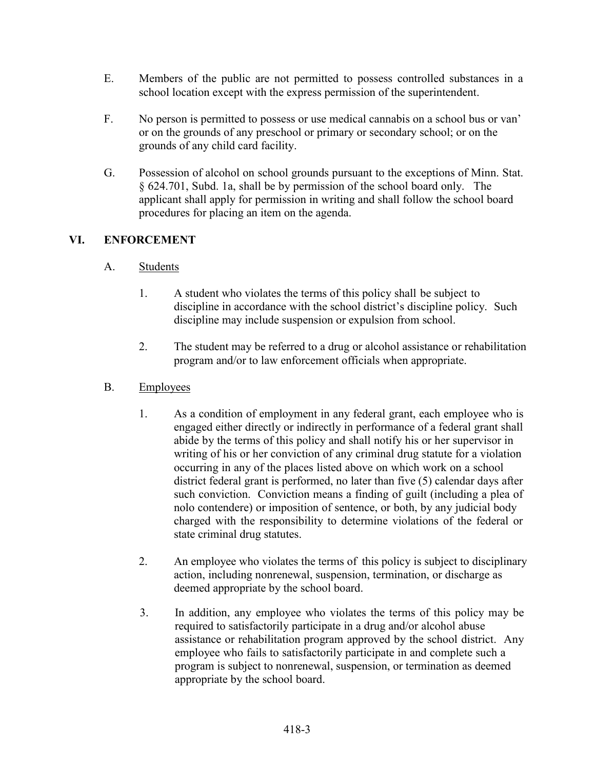E. Members of the public are not permitted to possess controlled substances in a school location except with the express permission of the superintendent.

F. No person is permitted to possess or use medical cannabis on a school bus or van' or on the grounds of any preschool or primary or secondary school; or on the grounds of any child card facility.

G. Possession of alcohol on school grounds pursuant to the exceptions of Minn. Stat. § 624.701, Subd. 1a, shall be by permission of the school board only. The applicant shall apply for permission in writing and shall follow the school board procedures for placing an item on the agenda.

## VI. ENFORCEMENT

A. Students

1. A student who violates the terms of this policy shall be subject to discipline in accordance with the school district's discipline policy. Such discipline may include suspension or expulsion from school.

2. The student may be referred to a drug or alcohol assistance or rehabilitation program and/or to law enforcement officials when appropriate.

B. Employees

1. As a condition of employment in any federal grant, each employee who is engaged either directly or indirectly in performance of a federal grant shall abide by the terms of this policy and shall notify his or her supervisor in writing of his or her conviction of any criminal drug statute for a violation occurring in any of the places listed above on which work on a school district federal grant is performed, no later than five (5) calendar days after such conviction. Conviction means a finding of guilt (including a plea of nolo contendere) or imposition of sentence, or both, by any judicial body charged with the responsibility to determine violations of the federal or state criminal drug statutes.

2. An employee who violates the terms of this policy is subject to disciplinary action, including nonrenewal, suspension, termination, or discharge as deemed appropriate by the school board.

3. In addition, any employee who violates the terms of this policy may be required to satisfactorily participate in a drug and/or alcohol abuse assistance or rehabilitation program approved by the school district. Any employee who fails to satisfactorily participate in and complete such a program is subject to nonrenewal, suspension, or termination as deemed appropriate by the school board.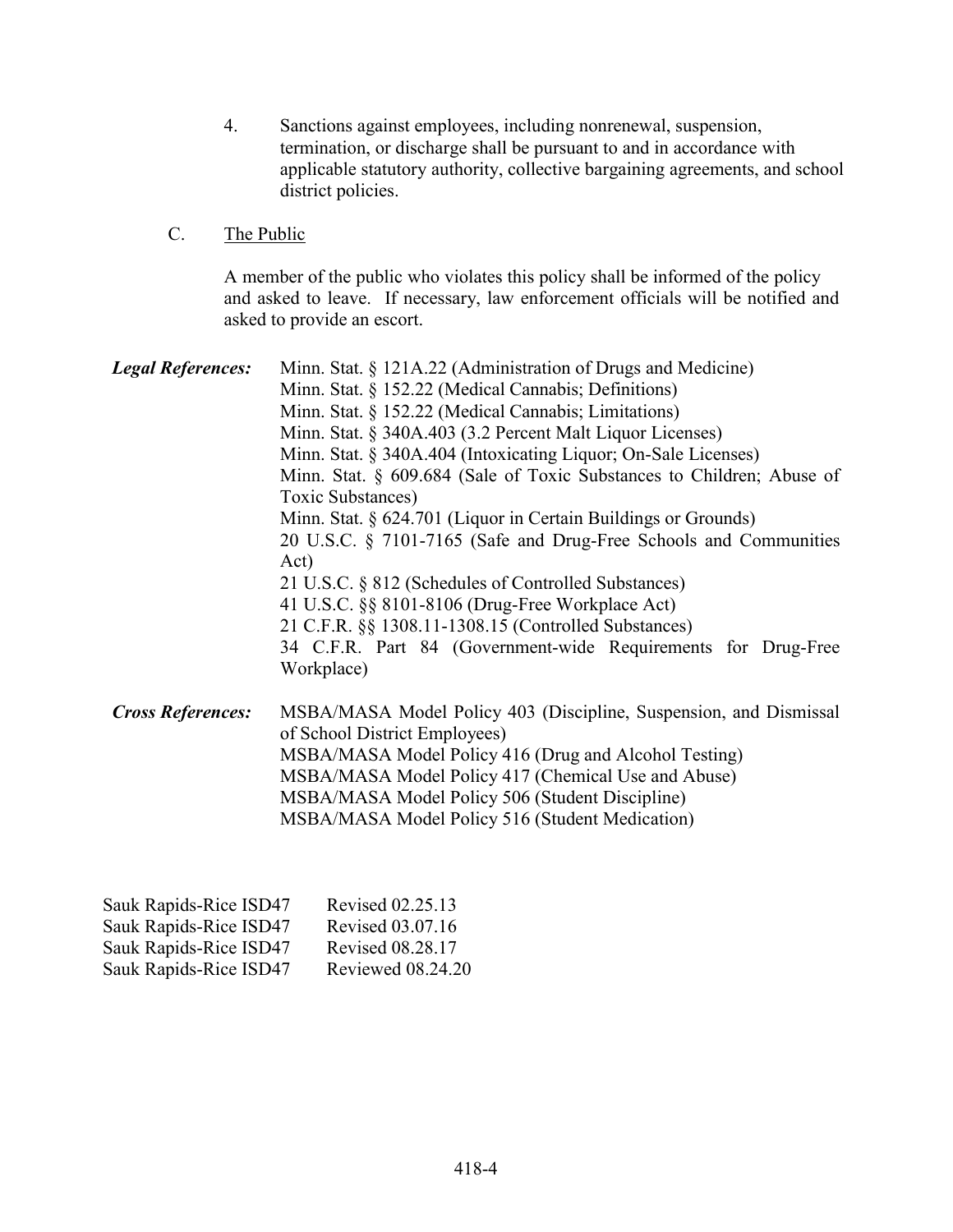4. Sanctions against employees, including nonrenewal, suspension, termination, or discharge shall be pursuant to and in accordance with applicable statutory authority, collective bargaining agreements, and school district policies.

C. The Public

A member of the public who violates this policy shall be informed of the policy and asked to leave. If necessary, law enforcement officials will be notified and asked to provide an escort.

***Legal References:***

Minn. Stat. § 121A.22 (Administration of Drugs and Medicine)
Minn. Stat. § 152.22 (Medical Cannabis; Definitions)
Minn. Stat. § 152.22 (Medical Cannabis; Limitations)
Minn. Stat. § 340A.403 (3.2 Percent Malt Liquor Licenses)
Minn. Stat. § 340A.404 (Intoxicating Liquor; On-Sale Licenses)
Minn. Stat. § 609.684 (Sale of Toxic Substances to Children; Abuse of Toxic Substances)
Minn. Stat. § 624.701 (Liquor in Certain Buildings or Grounds)
20 U.S.C. § 7101-7165 (Safe and Drug-Free Schools and Communities Act)
21 U.S.C. § 812 (Schedules of Controlled Substances)
41 U.S.C. §§ 8101-8106 (Drug-Free Workplace Act)
21 C.F.R. §§ 1308.11-1308.15 (Controlled Substances)
34 C.F.R. Part 84 (Government-wide Requirements for Drug-Free Workplace)

***Cross References:***

MSBA/MASA Model Policy 403 (Discipline, Suspension, and Dismissal of School District Employees)
MSBA/MASA Model Policy 416 (Drug and Alcohol Testing)
MSBA/MASA Model Policy 417 (Chemical Use and Abuse)
MSBA/MASA Model Policy 506 (Student Discipline)
MSBA/MASA Model Policy 516 (Student Medication)

Sauk Rapids-Rice ISD47 Revised 02.25.13
Sauk Rapids-Rice ISD47 Revised 03.07.16
Sauk Rapids-Rice ISD47 Revised 08.28.17
Sauk Rapids-Rice ISD47 Reviewed 08.24.20